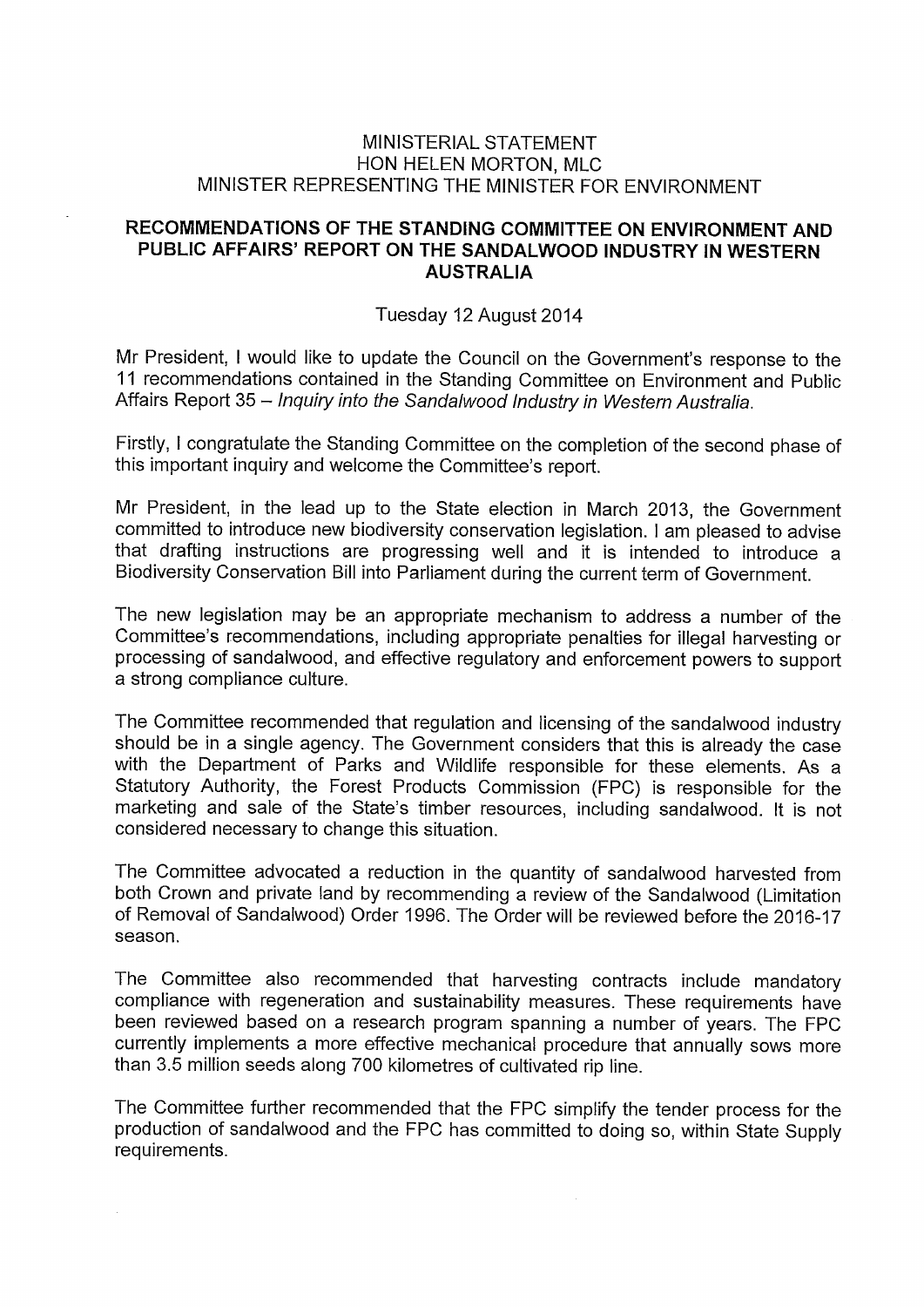MINISTERIAL STATEMENT
HON HELEN MORTON, MLC
MINISTER REPRESENTING THE MINISTER FOR ENVIRONMENT

## RECOMMENDATIONS OF THE STANDING COMMITTEE ON ENVIRONMENT AND PUBLIC AFFAIRS' REPORT ON THE SANDALWOOD INDUSTRY IN WESTERN AUSTRALIA

Tuesday 12 August 2014

Mr President, I would like to update the Council on the Government's response to the 11 recommendations contained in the Standing Committee on Environment and Public Affairs Report 35 – *Inquiry into the Sandalwood Industry in Western Australia.*

Firstly, I congratulate the Standing Committee on the completion of the second phase of this important inquiry and welcome the Committee's report.

Mr President, in the lead up to the State election in March 2013, the Government committed to introduce new biodiversity conservation legislation. I am pleased to advise that drafting instructions are progressing well and it is intended to introduce a Biodiversity Conservation Bill into Parliament during the current term of Government.

The new legislation may be an appropriate mechanism to address a number of the Committee's recommendations, including appropriate penalties for illegal harvesting or processing of sandalwood, and effective regulatory and enforcement powers to support a strong compliance culture.

The Committee recommended that regulation and licensing of the sandalwood industry should be in a single agency. The Government considers that this is already the case with the Department of Parks and Wildlife responsible for these elements. As a Statutory Authority, the Forest Products Commission (FPC) is responsible for the marketing and sale of the State's timber resources, including sandalwood. It is not considered necessary to change this situation.

The Committee advocated a reduction in the quantity of sandalwood harvested from both Crown and private land by recommending a review of the Sandalwood (Limitation of Removal of Sandalwood) Order 1996. The Order will be reviewed before the 2016-17 season.

The Committee also recommended that harvesting contracts include mandatory compliance with regeneration and sustainability measures. These requirements have been reviewed based on a research program spanning a number of years. The FPC currently implements a more effective mechanical procedure that annually sows more than 3.5 million seeds along 700 kilometres of cultivated rip line.

The Committee further recommended that the FPC simplify the tender process for the production of sandalwood and the FPC has committed to doing so, within State Supply requirements.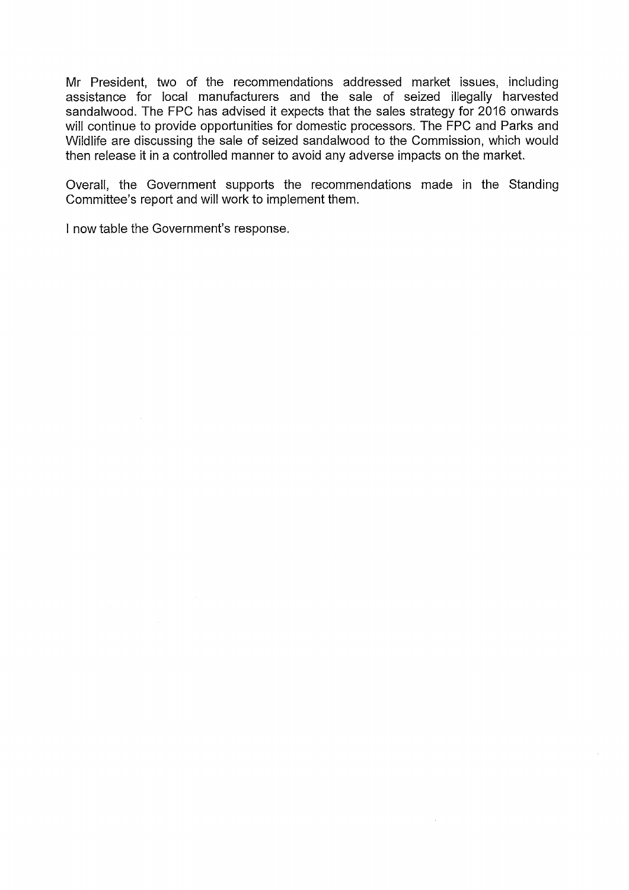Mr President, two of the recommendations addressed market issues, including assistance for local manufacturers and the sale of seized illegally harvested sandalwood. The FPC has advised it expects that the sales strategy for 2016 onwards will continue to provide opportunities for domestic processors. The FPC and Parks and Wildlife are discussing the sale of seized sandalwood to the Commission, which would then release it in a controlled manner to avoid any adverse impacts on the market.

Overall, the Government supports the recommendations made in the Standing Committee's report and will work to implement them.

I now table the Government's response.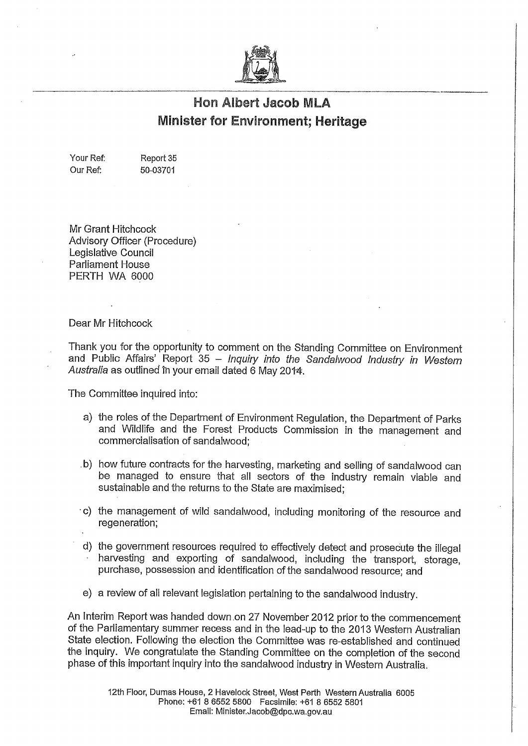# Hon Albert Jacob MLA
## Minister for Environment; Heritage

Your Ref: Report 35
Our Ref: 50-03701

Mr Grant Hitchcock
Advisory Officer (Procedure)
Legislative Council
Parliament House
PERTH WA 6000

Dear Mr Hitchcock

Thank you for the opportunity to comment on the Standing Committee on Environment and Public Affairs' Report 35 – *Inquiry into the Sandalwood Industry in Western Australia* as outlined in your email dated 6 May 2014.

The Committee inquired into:

a) the roles of the Department of Environment Regulation, the Department of Parks and Wildlife and the Forest Products Commission in the management and commercialisation of sandalwood;

b) how future contracts for the harvesting, marketing and selling of sandalwood can be managed to ensure that all sectors of the industry remain viable and sustainable and the returns to the State are maximised;

c) the management of wild sandalwood, including monitoring of the resource and regeneration;

d) the government resources required to effectively detect and prosecute the illegal harvesting and exporting of sandalwood, including the transport, storage, purchase, possession and identification of the sandalwood resource; and

e) a review of all relevant legislation pertaining to the sandalwood industry.

An Interim Report was handed down on 27 November 2012 prior to the commencement of the Parliamentary summer recess and in the lead-up to the 2013 Western Australian State election. Following the election the Committee was re-established and continued the inquiry. We congratulate the Standing Committee on the completion of the second phase of this important inquiry into the sandalwood industry in Western Australia.

12th Floor, Dumas House, 2 Havelock Street, West Perth Western Australia 6005
Phone: +61 8 6552 5800 Facsimile: +61 8 6552 5801
Email: Minister.Jacob@dpc.wa.gov.au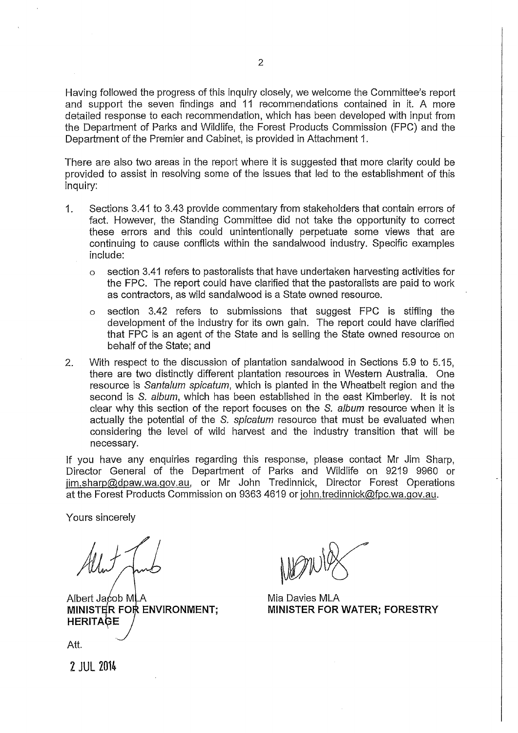Having followed the progress of this inquiry closely, we welcome the Committee's report and support the seven findings and 11 recommendations contained in it. A more detailed response to each recommendation, which has been developed with input from the Department of Parks and Wildlife, the Forest Products Commission (FPC) and the Department of the Premier and Cabinet, is provided in Attachment 1.

There are also two areas in the report where it is suggested that more clarity could be provided to assist in resolving some of the issues that led to the establishment of this inquiry:

1. Sections 3.41 to 3.43 provide commentary from stakeholders that contain errors of fact. However, the Standing Committee did not take the opportunity to correct these errors and this could unintentionally perpetuate some views that are continuing to cause conflicts within the sandalwood industry. Specific examples include:
   - section 3.41 refers to pastoralists that have undertaken harvesting activities for the FPC. The report could have clarified that the pastoralists are paid to work as contractors, as wild sandalwood is a State owned resource.
   - section 3.42 refers to submissions that suggest FPC is stifling the development of the industry for its own gain. The report could have clarified that FPC is an agent of the State and is selling the State owned resource on behalf of the State; and
2. With respect to the discussion of plantation sandalwood in Sections 5.9 to 5.15, there are two distinctly different plantation resources in Western Australia. One resource is *Santalum spicatum*, which is planted in the Wheatbelt region and the second is *S. album*, which has been established in the east Kimberley. It is not clear why this section of the report focuses on the *S. album* resource when it is actually the potential of the *S. spicatum* resource that must be evaluated when considering the level of wild harvest and the industry transition that will be necessary.

If you have any enquiries regarding this response, please contact Mr Jim Sharp, Director General of the Department of Parks and Wildlife on 9219 9960 or jim.sharp@dpaw.wa.gov.au, or Mr John Tredinnick, Director Forest Operations at the Forest Products Commission on 9363 4619 or john.tredinnick@fpc.wa.gov.au.

Yours sincerely

Albert Jacob MLA
**MINISTER FOR ENVIRONMENT; HERITAGE**

Mia Davies MLA
**MINISTER FOR WATER; FORESTRY**

Att.

2 JUL 2014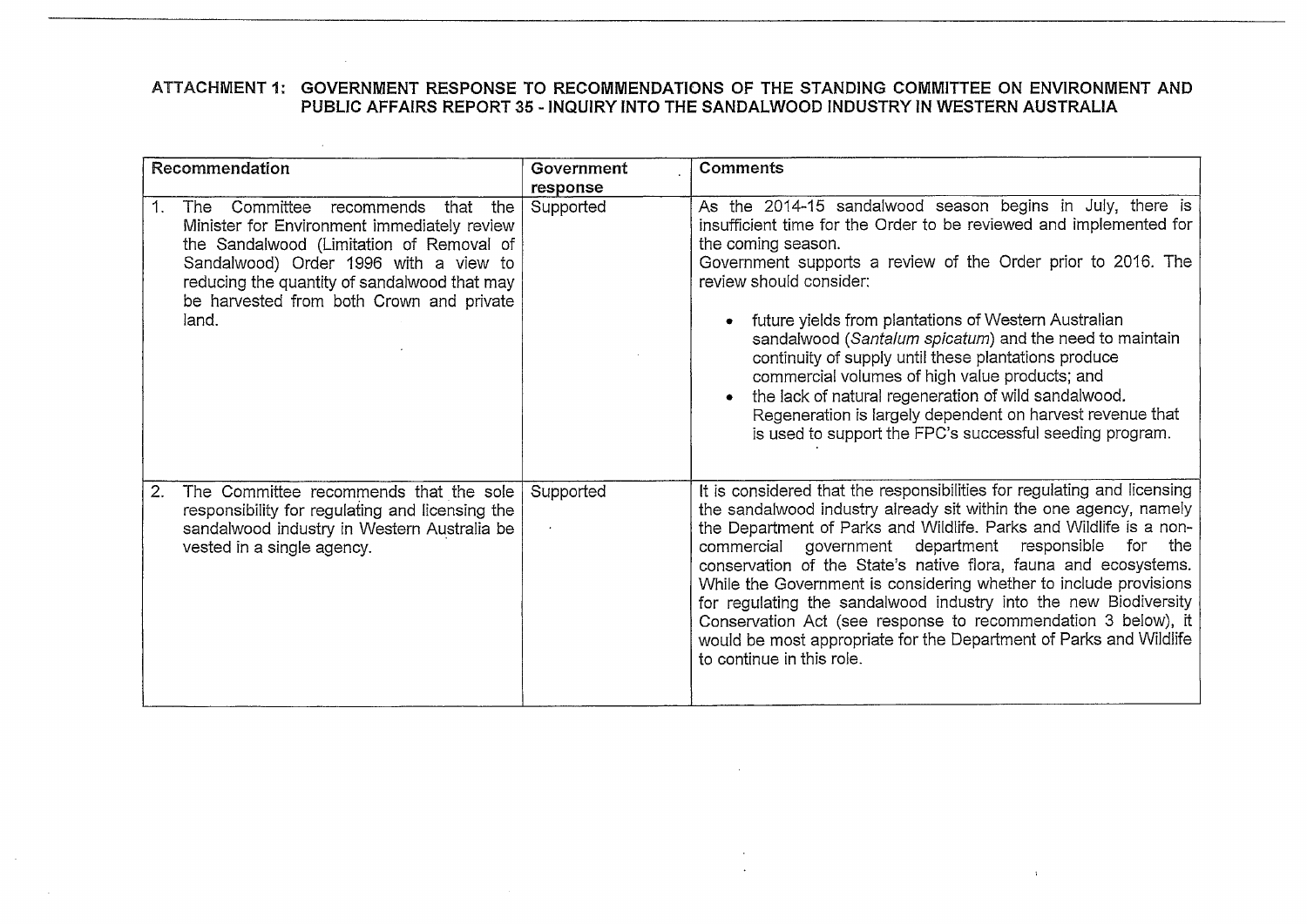**ATTACHMENT 1: GOVERNMENT RESPONSE TO RECOMMENDATIONS OF THE STANDING COMMITTEE ON ENVIRONMENT AND PUBLIC AFFAIRS REPORT 35 - INQUIRY INTO THE SANDALWOOD INDUSTRY IN WESTERN AUSTRALIA**

| Recommendation | Government response | Comments |
|---|---|---|
| 1. The Committee recommends that the Minister for Environment immediately review the Sandalwood (Limitation of Removal of Sandalwood) Order 1996 with a view to reducing the quantity of sandalwood that may be harvested from both Crown and private land. | Supported | As the 2014-15 sandalwood season begins in July, there is insufficient time for the Order to be reviewed and implemented for the coming season.<br>Government supports a review of the Order prior to 2016. The review should consider:<br>• future yields from plantations of Western Australian sandalwood (*Santalum spicatum*) and the need to maintain continuity of supply until these plantations produce commercial volumes of high value products; and<br>• the lack of natural regeneration of wild sandalwood. Regeneration is largely dependent on harvest revenue that is used to support the FPC's successful seeding program. |
| 2. The Committee recommends that the sole responsibility for regulating and licensing the sandalwood industry in Western Australia be vested in a single agency. | Supported | It is considered that the responsibilities for regulating and licensing the sandalwood industry already sit within the one agency, namely the Department of Parks and Wildlife. Parks and Wildlife is a non-commercial government department responsible for the conservation of the State's native flora, fauna and ecosystems. While the Government is considering whether to include provisions for regulating the sandalwood industry into the new Biodiversity Conservation Act (see response to recommendation 3 below), it would be most appropriate for the Department of Parks and Wildlife to continue in this role. |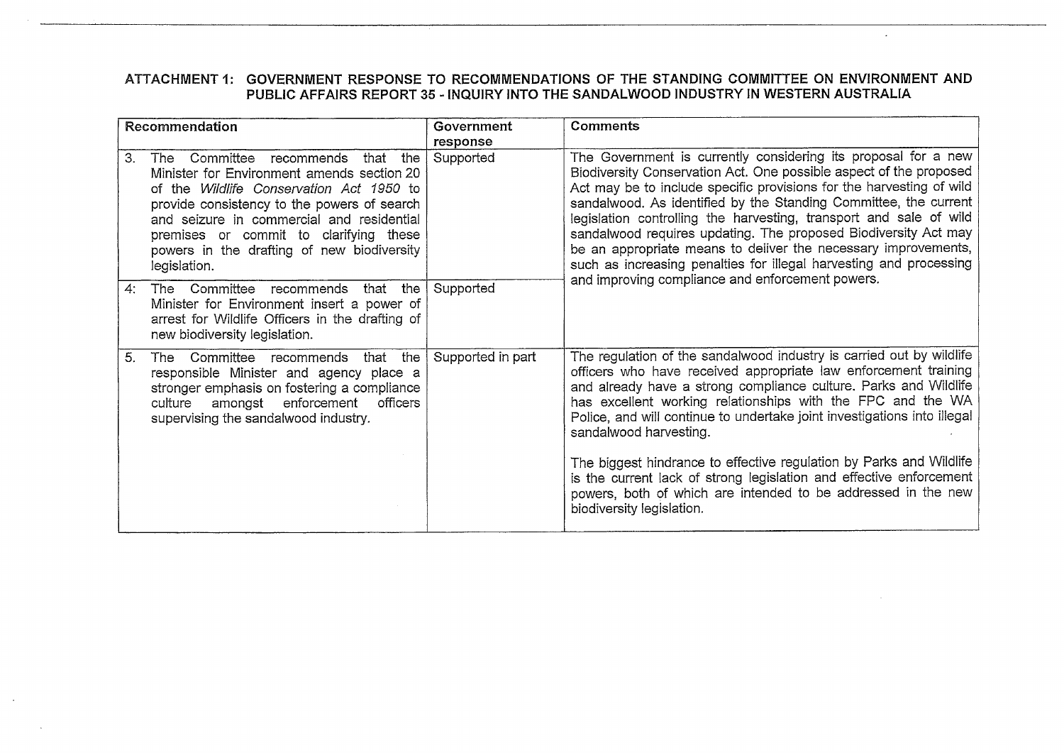## ATTACHMENT 1: GOVERNMENT RESPONSE TO RECOMMENDATIONS OF THE STANDING COMMITTEE ON ENVIRONMENT AND PUBLIC AFFAIRS REPORT 35 - INQUIRY INTO THE SANDALWOOD INDUSTRY IN WESTERN AUSTRALIA

| Recommendation | Government response | Comments |
|---|---|---|
| 3. The Committee recommends that the Minister for Environment amends section 20 of the *Wildlife Conservation Act 1950* to provide consistency to the powers of search and seizure in commercial and residential premises or commit to clarifying these powers in the drafting of new biodiversity legislation. | Supported | The Government is currently considering its proposal for a new Biodiversity Conservation Act. One possible aspect of the proposed Act may be to include specific provisions for the harvesting of wild sandalwood. As identified by the Standing Committee, the current legislation controlling the harvesting, transport and sale of wild sandalwood requires updating. The proposed Biodiversity Act may be an appropriate means to deliver the necessary improvements, such as increasing penalties for illegal harvesting and processing and improving compliance and enforcement powers. |
| 4. The Committee recommends that the Minister for Environment insert a power of arrest for Wildlife Officers in the drafting of new biodiversity legislation. | Supported | |
| 5. The Committee recommends that the responsible Minister and agency place a stronger emphasis on fostering a compliance culture amongst enforcement officers supervising the sandalwood industry. | Supported in part | The regulation of the sandalwood industry is carried out by wildlife officers who have received appropriate law enforcement training and already have a strong compliance culture. Parks and Wildlife has excellent working relationships with the FPC and the WA Police, and will continue to undertake joint investigations into illegal sandalwood harvesting.<br><br>The biggest hindrance to effective regulation by Parks and Wildlife is the current lack of strong legislation and effective enforcement powers, both of which are intended to be addressed in the new biodiversity legislation. |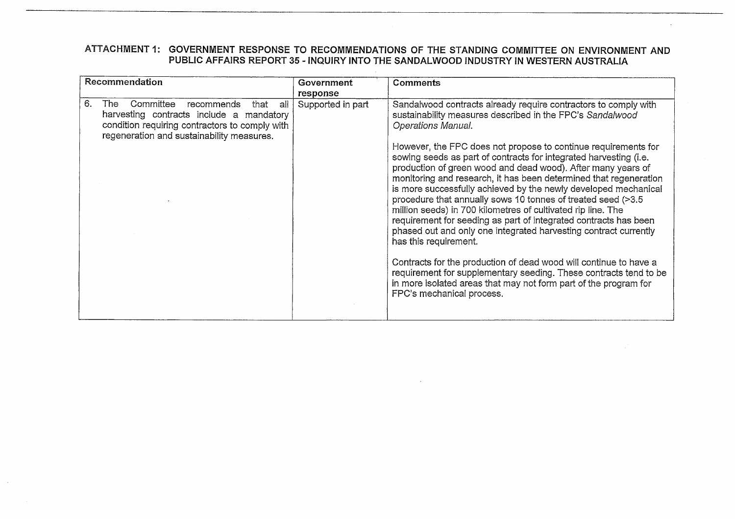## ATTACHMENT 1: GOVERNMENT RESPONSE TO RECOMMENDATIONS OF THE STANDING COMMITTEE ON ENVIRONMENT AND PUBLIC AFFAIRS REPORT 35 - INQUIRY INTO THE SANDALWOOD INDUSTRY IN WESTERN AUSTRALIA

| Recommendation | Government response | Comments |
|---|---|---|
| 6. The Committee recommends that all harvesting contracts include a mandatory condition requiring contractors to comply with regeneration and sustainability measures. | Supported in part | Sandalwood contracts already require contractors to comply with sustainability measures described in the FPC's *Sandalwood Operations Manual*.<br><br>However, the FPC does not propose to continue requirements for sowing seeds as part of contracts for integrated harvesting (i.e. production of green wood and dead wood). After many years of monitoring and research, it has been determined that regeneration is more successfully achieved by the newly developed mechanical procedure that annually sows 10 tonnes of treated seed (>3.5 million seeds) in 700 kilometres of cultivated rip line. The requirement for seeding as part of integrated contracts has been phased out and only one integrated harvesting contract currently has this requirement.<br><br>Contracts for the production of dead wood will continue to have a requirement for supplementary seeding. These contracts tend to be in more isolated areas that may not form part of the program for FPC's mechanical process. |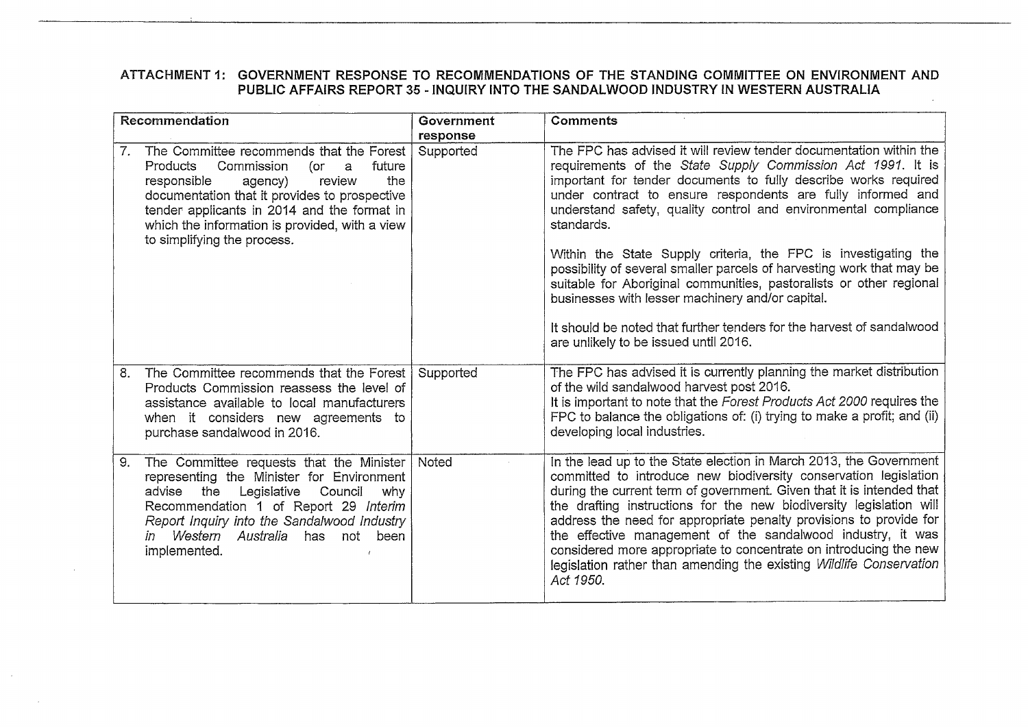## ATTACHMENT 1: GOVERNMENT RESPONSE TO RECOMMENDATIONS OF THE STANDING COMMITTEE ON ENVIRONMENT AND PUBLIC AFFAIRS REPORT 35 - INQUIRY INTO THE SANDALWOOD INDUSTRY IN WESTERN AUSTRALIA

| Recommendation | Government response | Comments |
|---|---|---|
| 7. The Committee recommends that the Forest Products Commission (or a future responsible agency) review the documentation that it provides to prospective tender applicants in 2014 and the format in which the information is provided, with a view to simplifying the process. | Supported | The FPC has advised it will review tender documentation within the requirements of the *State Supply Commission Act 1991*. It is important for tender documents to fully describe works required under contract to ensure respondents are fully informed and understand safety, quality control and environmental compliance standards.<br><br>Within the State Supply criteria, the FPC is investigating the possibility of several smaller parcels of harvesting work that may be suitable for Aboriginal communities, pastoralists or other regional businesses with lesser machinery and/or capital.<br><br>It should be noted that further tenders for the harvest of sandalwood are unlikely to be issued until 2016. |
| 8. The Committee recommends that the Forest Products Commission reassess the level of assistance available to local manufacturers when it considers new agreements to purchase sandalwood in 2016. | Supported | The FPC has advised it is currently planning the market distribution of the wild sandalwood harvest post 2016.<br>It is important to note that the *Forest Products Act 2000* requires the FPC to balance the obligations of: (i) trying to make a profit; and (ii) developing local industries. |
| 9. The Committee requests that the Minister representing the Minister for Environment advise the Legislative Council why Recommendation 1 of Report 29 *Interim Report Inquiry into the Sandalwood Industry in Western Australia* has not been implemented. | Noted | In the lead up to the State election in March 2013, the Government committed to introduce new biodiversity conservation legislation during the current term of government. Given that it is intended that the drafting instructions for the new biodiversity legislation will address the need for appropriate penalty provisions to provide for the effective management of the sandalwood industry, it was considered more appropriate to concentrate on introducing the new legislation rather than amending the existing *Wildlife Conservation Act 1950*. |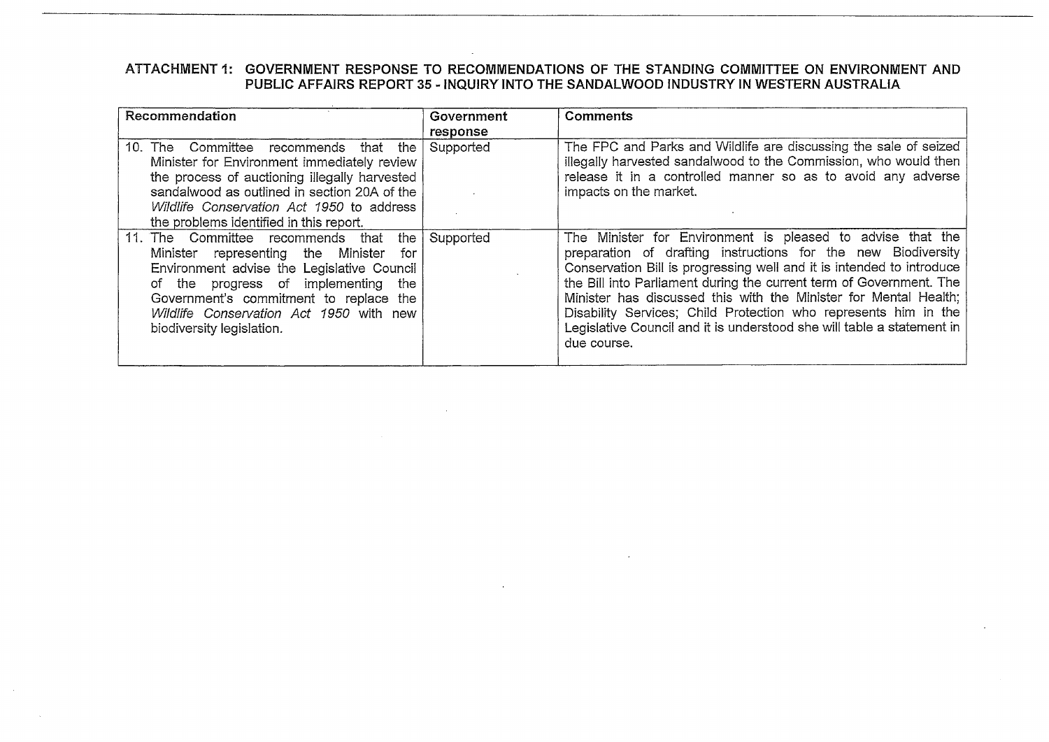**ATTACHMENT 1: GOVERNMENT RESPONSE TO RECOMMENDATIONS OF THE STANDING COMMITTEE ON ENVIRONMENT AND PUBLIC AFFAIRS REPORT 35 - INQUIRY INTO THE SANDALWOOD INDUSTRY IN WESTERN AUSTRALIA**

| Recommendation | Government response | Comments |
|---|---|---|
| 10. The Committee recommends that the Minister for Environment immediately review the process of auctioning illegally harvested sandalwood as outlined in section 20A of the *Wildlife Conservation Act 1950* to address the problems identified in this report. | Supported | The FPC and Parks and Wildlife are discussing the sale of seized illegally harvested sandalwood to the Commission, who would then release it in a controlled manner so as to avoid any adverse impacts on the market. |
| 11. The Committee recommends that the Minister representing the Minister for Environment advise the Legislative Council of the progress of implementing the Government's commitment to replace the *Wildlife Conservation Act 1950* with new biodiversity legislation. | Supported | The Minister for Environment is pleased to advise that the preparation of drafting instructions for the new Biodiversity Conservation Bill is progressing well and it is intended to introduce the Bill into Parliament during the current term of Government. The Minister has discussed this with the Minister for Mental Health; Disability Services; Child Protection who represents him in the Legislative Council and it is understood she will table a statement in due course. |